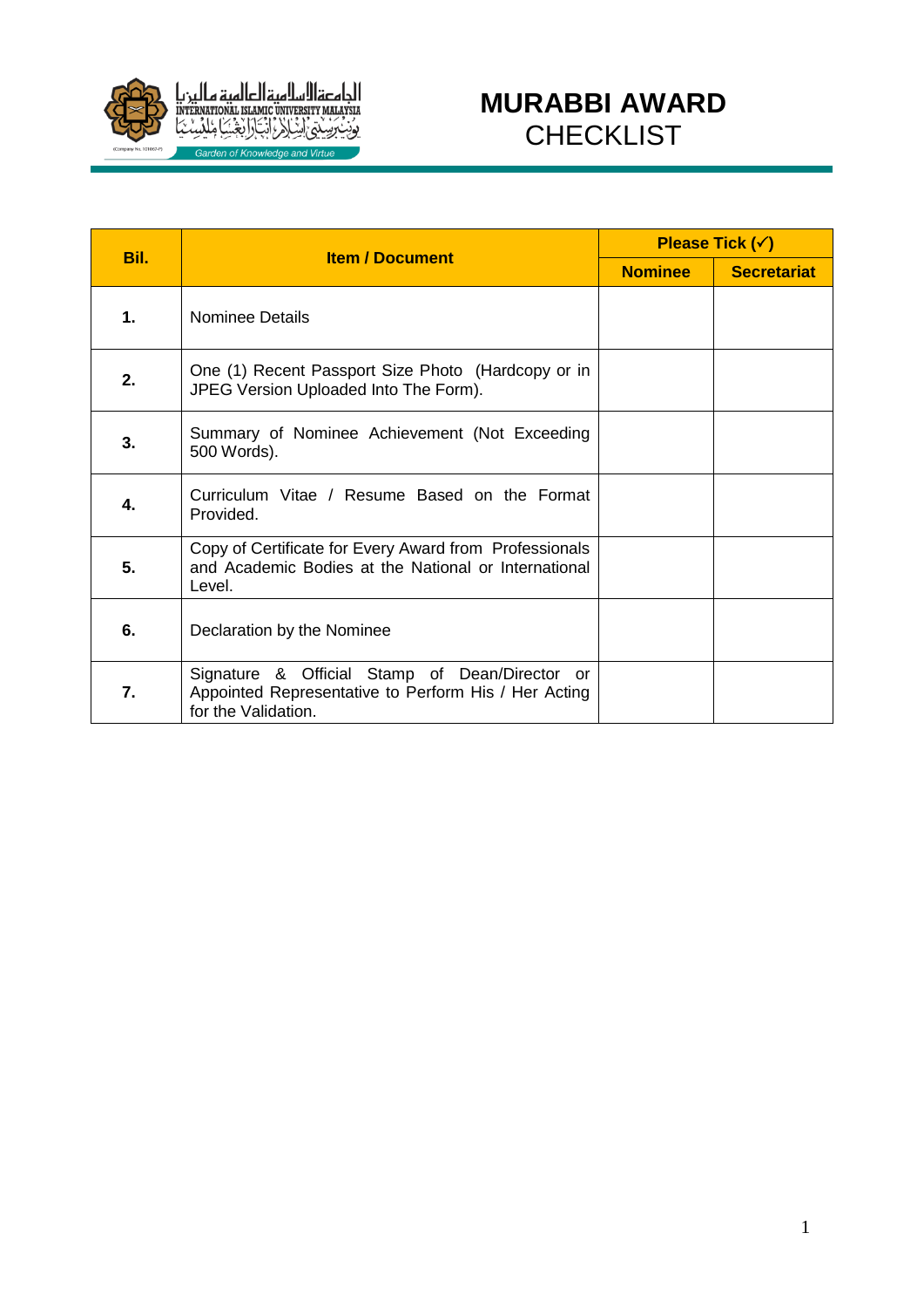# MURABBI AWARD
CHECKLIST

| Bil. | Item / Document | Please Tick (✓) | |
|---|---|---|---|
| | | Nominee | Secretariat |
| 1. | Nominee Details | | |
| 2. | One (1) Recent Passport Size Photo (Hardcopy or in JPEG Version Uploaded Into The Form). | | |
| 3. | Summary of Nominee Achievement (Not Exceeding 500 Words). | | |
| 4. | Curriculum Vitae / Resume Based on the Format Provided. | | |
| 5. | Copy of Certificate for Every Award from Professionals and Academic Bodies at the National or International Level. | | |
| 6. | Declaration by the Nominee | | |
| 7. | Signature & Official Stamp of Dean/Director or Appointed Representative to Perform His / Her Acting for the Validation. | | |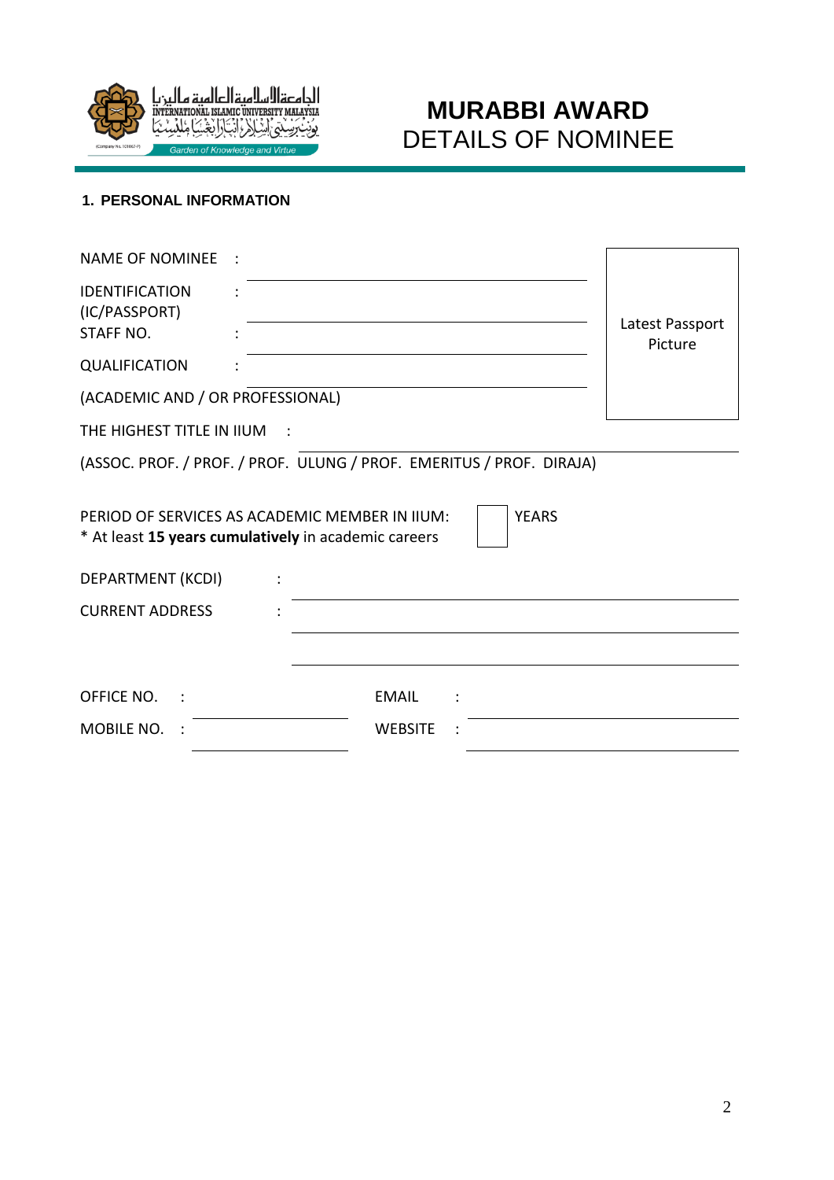# MURABBI AWARD
## DETAILS OF NOMINEE

### 1. PERSONAL INFORMATION

NAME OF NOMINEE : ____________________

IDENTIFICATION (IC/PASSPORT) : ____________________

STAFF NO. : ____________________

QUALIFICATION : ____________________

(ACADEMIC AND / OR PROFESSIONAL)

Latest Passport Picture

THE HIGHEST TITLE IN IIUM : ____________________

(ASSOC. PROF. / PROF. / PROF. ULUNG / PROF. EMERITUS / PROF. DIRAJA)

PERIOD OF SERVICES AS ACADEMIC MEMBER IN IIUM: [ ] YEARS

* At least **15 years cumulatively** in academic careers

DEPARTMENT (KCDI) : ____________________

CURRENT ADDRESS : ____________________

____________________

OFFICE NO. : ____________ EMAIL : ____________________

MOBILE NO. : ____________ WEBSITE : ____________________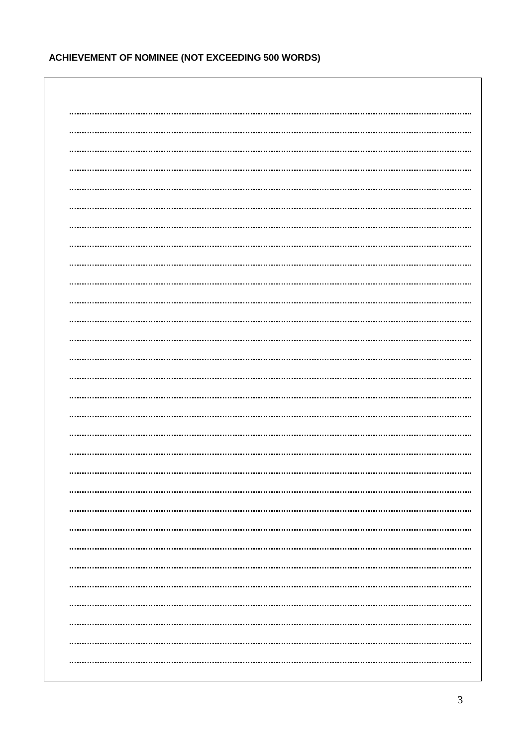**ACHIEVEMENT OF NOMINEE (NOT EXCEEDING 500 WORDS)**

..........................................................................................................................................................................

..........................................................................................................................................................................

..........................................................................................................................................................................

..........................................................................................................................................................................

..........................................................................................................................................................................

..........................................................................................................................................................................

..........................................................................................................................................................................

..........................................................................................................................................................................

..........................................................................................................................................................................

..........................................................................................................................................................................

..........................................................................................................................................................................

..........................................................................................................................................................................

..........................................................................................................................................................................

..........................................................................................................................................................................

..........................................................................................................................................................................

..........................................................................................................................................................................

..........................................................................................................................................................................

..........................................................................................................................................................................

..........................................................................................................................................................................

..........................................................................................................................................................................

..........................................................................................................................................................................

..........................................................................................................................................................................

..........................................................................................................................................................................

..........................................................................................................................................................................

..........................................................................................................................................................................

..........................................................................................................................................................................

..........................................................................................................................................................................

..........................................................................................................................................................................

..........................................................................................................................................................................

..........................................................................................................................................................................

..........................................................................................................................................................................

..........................................................................................................................................................................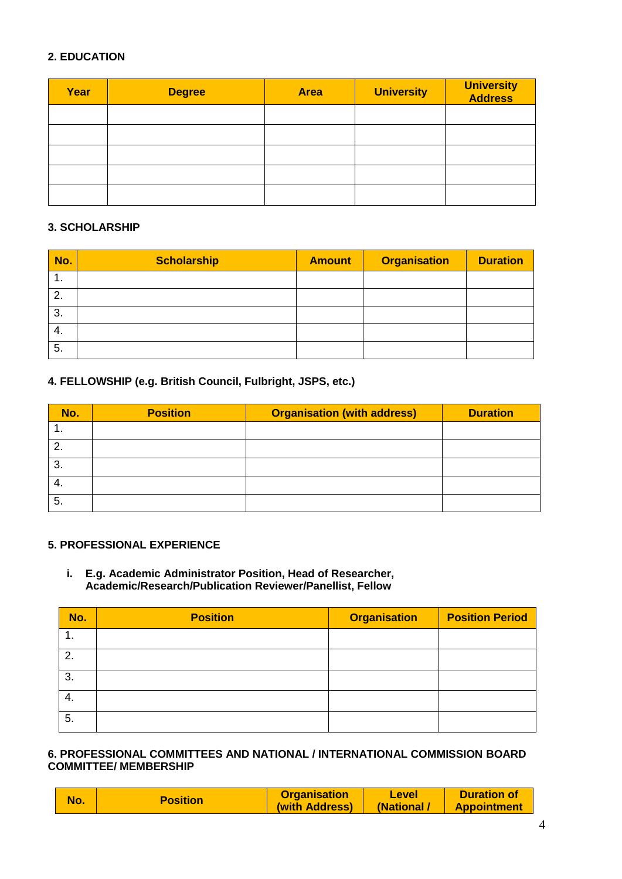### 2. EDUCATION

| Year | Degree | Area | University | University Address |
|---|---|---|---|---|
| | | | | |
| | | | | |
| | | | | |
| | | | | |
| | | | | |

### 3. SCHOLARSHIP

| No. | Scholarship | Amount | Organisation | Duration |
|---|---|---|---|---|
| 1. | | | | |
| 2. | | | | |
| 3. | | | | |
| 4. | | | | |
| 5. | | | | |

### 4. FELLOWSHIP (e.g. British Council, Fulbright, JSPS, etc.)

| No. | Position | Organisation (with address) | Duration |
|---|---|---|---|
| 1. | | | |
| 2. | | | |
| 3. | | | |
| 4. | | | |
| 5. | | | |

### 5. PROFESSIONAL EXPERIENCE

**i. E.g. Academic Administrator Position, Head of Researcher, Academic/Research/Publication Reviewer/Panellist, Fellow**

| No. | Position | Organisation | Position Period |
|---|---|---|---|
| 1. | | | |
| 2. | | | |
| 3. | | | |
| 4. | | | |
| 5. | | | |

### 6. PROFESSIONAL COMMITTEES AND NATIONAL / INTERNATIONAL COMMISSION BOARD COMMITTEE/ MEMBERSHIP

| No. | Position | Organisation (with Address) | Level (National / | Duration of Appointment |
|---|---|---|---|---|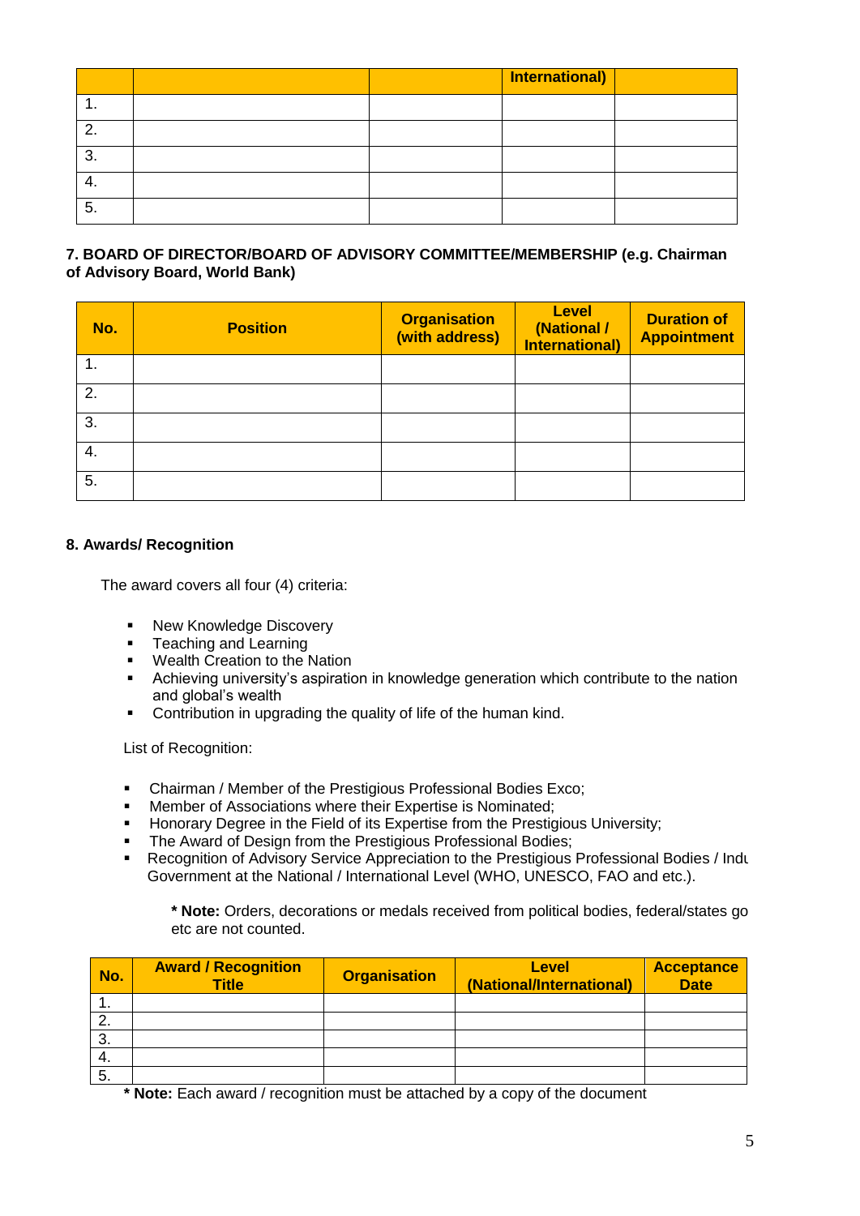| | | | International) | |
|---|---|---|---|---|
| 1. | | | | |
| 2. | | | | |
| 3. | | | | |
| 4. | | | | |
| 5. | | | | |

**7. BOARD OF DIRECTOR/BOARD OF ADVISORY COMMITTEE/MEMBERSHIP (e.g. Chairman of Advisory Board, World Bank)**

| No. | Position | Organisation (with address) | Level (National / International) | Duration of Appointment |
|---|---|---|---|---|
| 1. | | | | |
| 2. | | | | |
| 3. | | | | |
| 4. | | | | |
| 5. | | | | |

**8. Awards/ Recognition**

The award covers all four (4) criteria:

- New Knowledge Discovery
- Teaching and Learning
- Wealth Creation to the Nation
- Achieving university's aspiration in knowledge generation which contribute to the nation and global's wealth
- Contribution in upgrading the quality of life of the human kind.

List of Recognition:

- Chairman / Member of the Prestigious Professional Bodies Exco;
- Member of Associations where their Expertise is Nominated;
- Honorary Degree in the Field of its Expertise from the Prestigious University;
- The Award of Design from the Prestigious Professional Bodies;
- Recognition of Advisory Service Appreciation to the Prestigious Professional Bodies / Indu Government at the National / International Level (WHO, UNESCO, FAO and etc.).

**\* Note:** Orders, decorations or medals received from political bodies, federal/states go etc are not counted.

| No. | Award / Recognition Title | Organisation | Level (National/International) | Acceptance Date |
|---|---|---|---|---|
| 1. | | | | |
| 2. | | | | |
| 3. | | | | |
| 4. | | | | |
| 5. | | | | |

**\* Note:** Each award / recognition must be attached by a copy of the document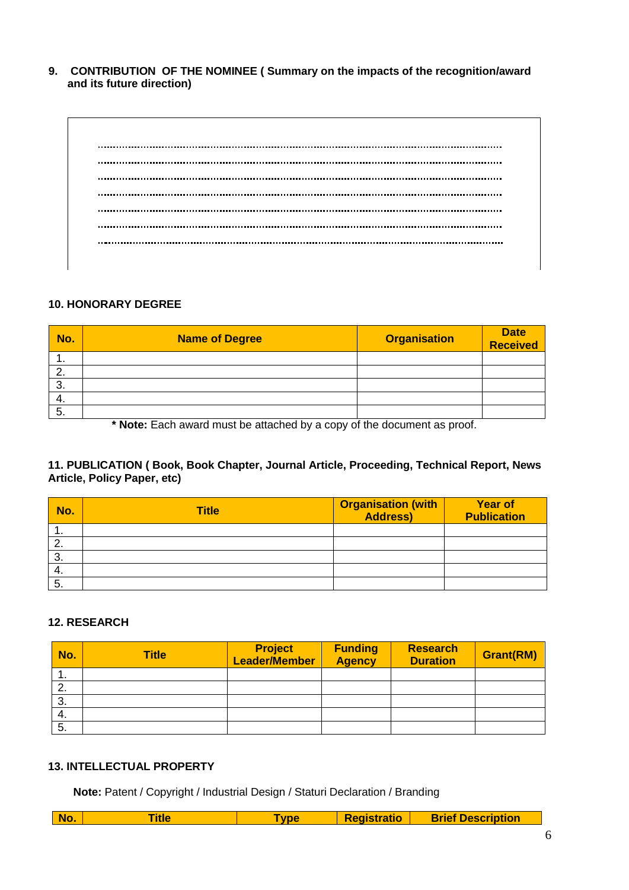**9. CONTRIBUTION OF THE NOMINEE ( Summary on the impacts of the recognition/award and its future direction)**

.......................................................................................................................................

.......................................................................................................................................

.......................................................................................................................................

.......................................................................................................................................

.......................................................................................................................................

.......................................................................................................................................

.......................................................................................................................................

**10. HONORARY DEGREE**

| No. | Name of Degree | Organisation | Date Received |
|---|---|---|---|
| 1. | | | |
| 2. | | | |
| 3. | | | |
| 4. | | | |
| 5. | | | |

**\* Note:** Each award must be attached by a copy of the document as proof.

**11. PUBLICATION ( Book, Book Chapter, Journal Article, Proceeding, Technical Report, News Article, Policy Paper, etc)**

| No. | Title | Organisation (with Address) | Year of Publication |
|---|---|---|---|
| 1. | | | |
| 2. | | | |
| 3. | | | |
| 4. | | | |
| 5. | | | |

**12. RESEARCH**

| No. | Title | Project Leader/Member | Funding Agency | Research Duration | Grant(RM) |
|---|---|---|---|---|---|
| 1. | | | | | |
| 2. | | | | | |
| 3. | | | | | |
| 4. | | | | | |
| 5. | | | | | |

**13. INTELLECTUAL PROPERTY**

**Note:** Patent / Copyright / Industrial Design / Staturi Declaration / Branding

| No. | Title | Type | Registratio | Brief Description |
|---|---|---|---|---|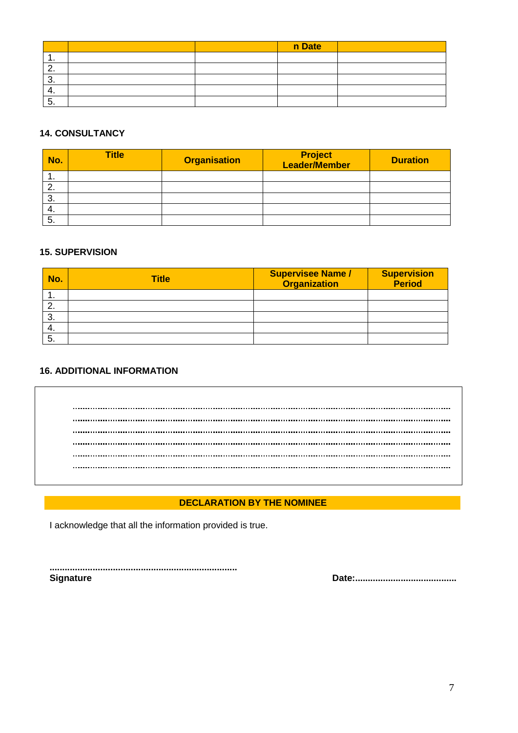| | | | n Date | |
|---|---|---|---|---|
| 1. | | | | |
| 2. | | | | |
| 3. | | | | |
| 4. | | | | |
| 5. | | | | |

### 14. CONSULTANCY

| No. | Title | Organisation | Project Leader/Member | Duration |
|---|---|---|---|---|
| 1. | | | | |
| 2. | | | | |
| 3. | | | | |
| 4. | | | | |
| 5. | | | | |

### 15. SUPERVISION

| No. | Title | Supervisee Name / Organization | Supervision Period |
|---|---|---|---|
| 1. | | | |
| 2. | | | |
| 3. | | | |
| 4. | | | |
| 5. | | | |

### 16. ADDITIONAL INFORMATION

..............................................................................................................................................

..............................................................................................................................................

..............................................................................................................................................

..............................................................................................................................................

..............................................................................................................................................

..............................................................................................................................................

**DECLARATION BY THE NOMINEE**

I acknowledge that all the information provided is true.

**.........................................................................**
**Signature**

**Date:........................................**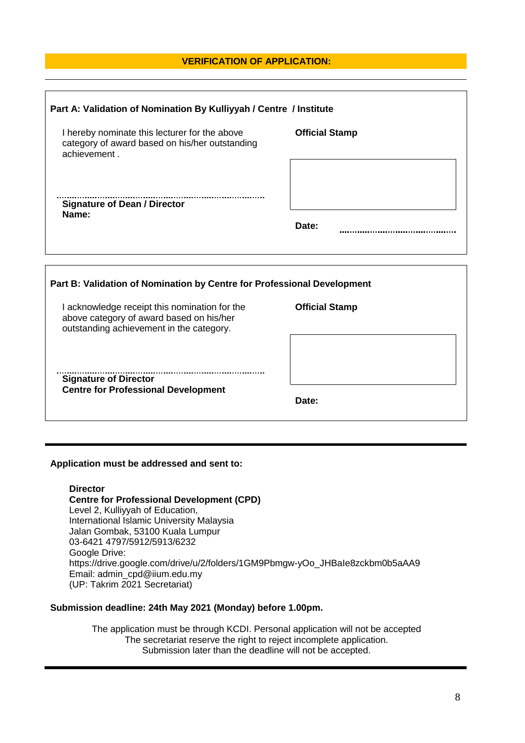## VERIFICATION OF APPLICATION:

### Part A: Validation of Nomination By Kulliyyah / Centre / Institute

I hereby nominate this lecturer for the above category of award based on his/her outstanding achievement .

**Official Stamp**

..............................................................................

**Signature of Dean / Director**
**Name:**

**Date:** ..............................................

### Part B: Validation of Nomination by Centre for Professional Development

I acknowledge receipt this nomination for the above category of award based on his/her outstanding achievement in the category.

**Official Stamp**

..............................................................................

**Signature of Director**
**Centre for Professional Development**

**Date:**

---

**Application must be addressed and sent to:**

**Director**
**Centre for Professional Development (CPD)**
Level 2, Kulliyyah of Education,
International Islamic University Malaysia
Jalan Gombak, 53100 Kuala Lumpur
03-6421 4797/5912/5913/6232
Google Drive:
https://drive.google.com/drive/u/2/folders/1GM9Pbmgw-yOo_JHBaIe8zckbm0b5aAA9
Email: admin_cpd@iium.edu.my
(UP: Takrim 2021 Secretariat)

**Submission deadline: 24th May 2021 (Monday) before 1.00pm.**

The application must be through KCDI. Personal application will not be accepted
The secretariat reserve the right to reject incomplete application.
Submission later than the deadline will not be accepted.

---